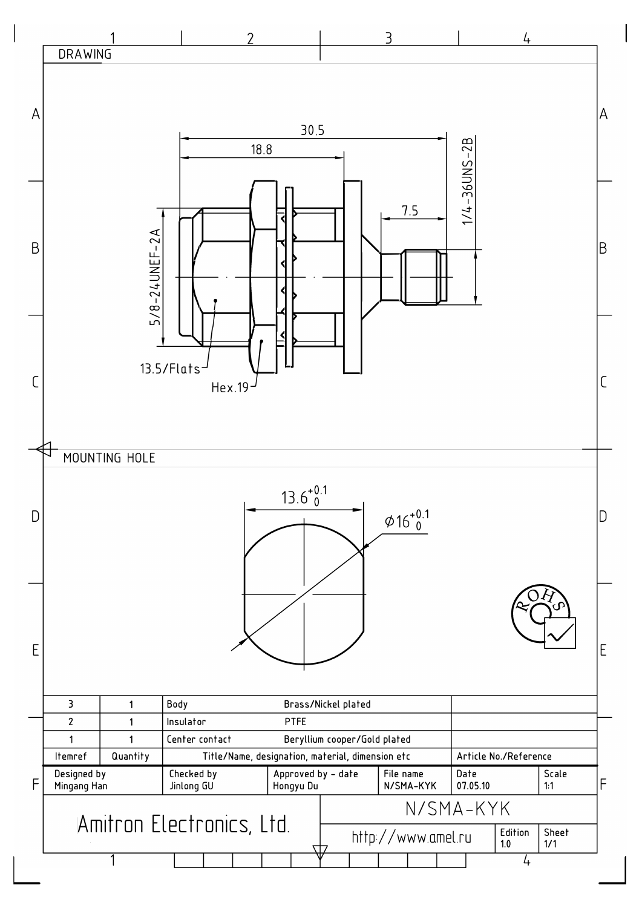## DRAWING

30.5

18.8

7.5

1/4-36UNS-2B

5/8-24UNEF-2A

13.5/Flats

Hex.19

## MOUNTING HOLE

$13.6^{+0.1}_{0}$

$\varnothing 16^{+0.1}_{0}$

ROHS

| Itemref | Quantity | Title/Name, designation, material, dimension etc | | Article No./Reference |
|---|---|---|---|---|
| 3 | 1 | Body | Brass/Nickel plated | |
| 2 | 1 | Insulator | PTFE | |
| 1 | 1 | Center contact | Beryllium cooper/Gold plated | |

| Designed by | Checked by | Approved by - date | File name | Date | Scale |
|---|---|---|---|---|---|
| Mingang Han | Jinlong GU | Hongyu Du | N/SMA-KYK | 07.05.10 | 1:1 |

Amitron Electronics, Ltd.

N/SMA-KYK

http://www.amel.ru

| Edition | Sheet |
|---|---|
| 1.0 | 1/1 |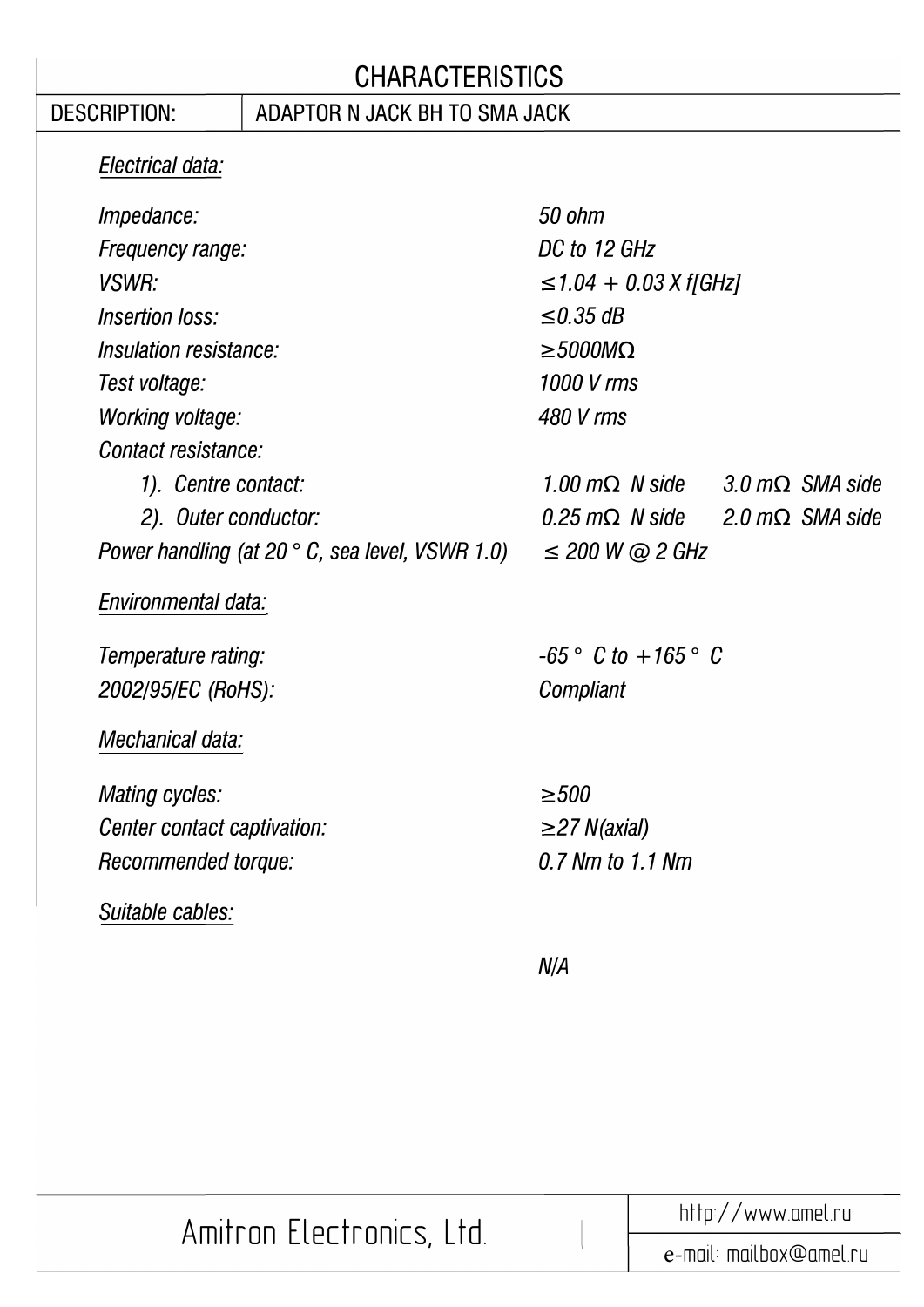# CHARACTERISTICS

| | |
|---|---|
| DESCRIPTION: | ADAPTOR N JACK BH TO SMA JACK |

*Electrical data:*

| | | |
|---|---|---|
| *Impedance:* | *50 ohm* | |
| *Frequency range:* | *DC to 12 GHz* | |
| *VSWR:* | *≤1.04 + 0.03 X f[GHz]* | |
| *Insertion loss:* | *≤0.35 dB* | |
| *Insulation resistance:* | *≥5000MΩ* | |
| *Test voltage:* | *1000 V rms* | |
| *Working voltage:* | *480 V rms* | |
| *Contact resistance:* | | |
| *1). Centre contact:* | *1.00 mΩ N side* | *3.0 mΩ SMA side* |
| *2). Outer conductor:* | *0.25 mΩ N side* | *2.0 mΩ SMA side* |
| *Power handling (at 20 ° C, sea level, VSWR 1.0)* | *≤ 200 W @ 2 GHz* | |

*Environmental data:*

| | |
|---|---|
| *Temperature rating:* | *-65 ° C to +165 ° C* |
| *2002/95/EC (RoHS):* | *Compliant* |

*Mechanical data:*

| | |
|---|---|
| *Mating cycles:* | *≥500* |
| *Center contact captivation:* | *≥27 N(axial)* |
| *Recommended torque:* | *0.7 Nm to 1.1 Nm* |

*Suitable cables:*

*N/A*

Amitron Electronics, Ltd.

http://www.amel.ru

e-mail: mailbox@amel.ru